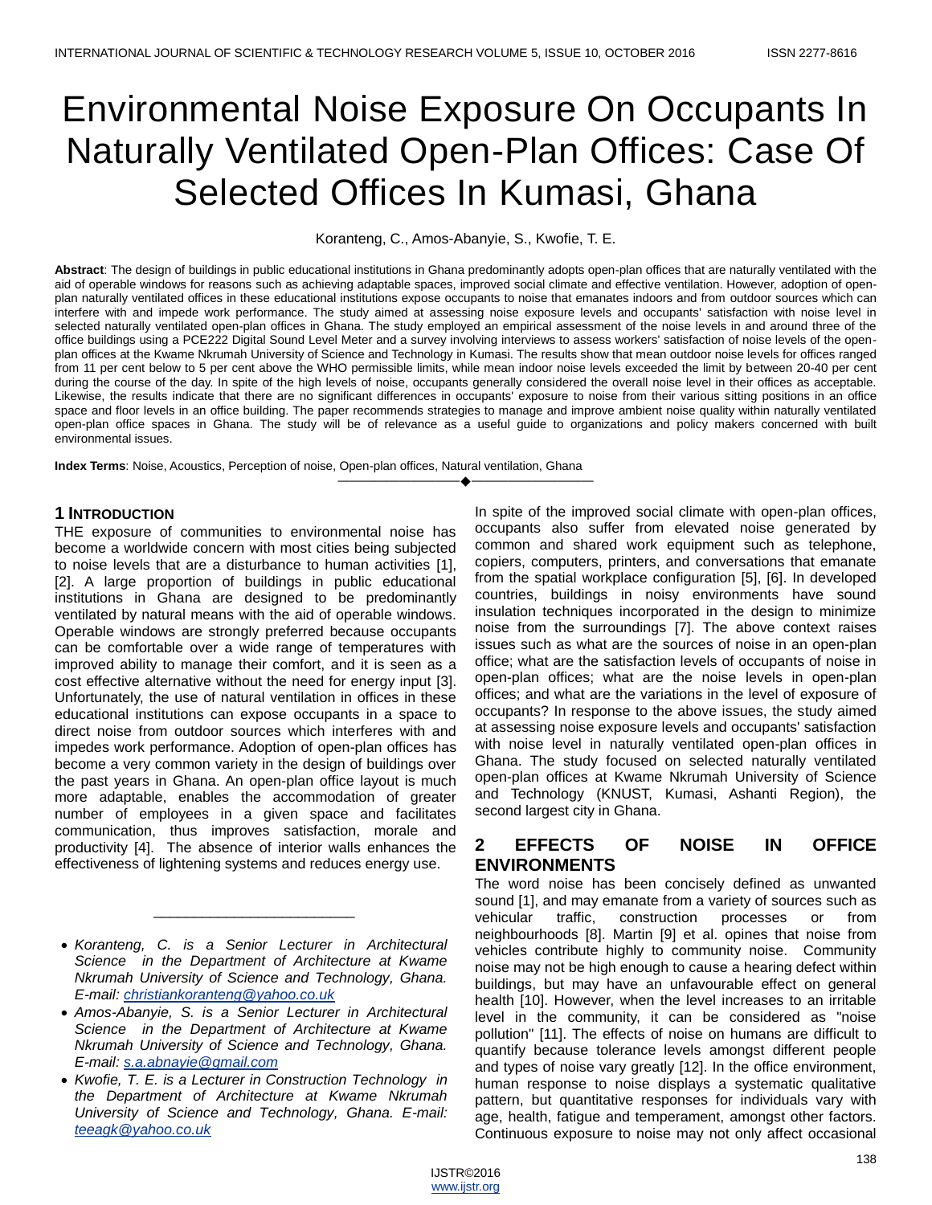# Environmental Noise Exposure On Occupants In Naturally Ventilated Open-Plan Offices: Case Of Selected Offices In Kumasi, Ghana

Koranteng, C., Amos-Abanyie, S., Kwofie, T. E.

**Abstract**: The design of buildings in public educational institutions in Ghana predominantly adopts open-plan offices that are naturally ventilated with the aid of operable windows for reasons such as achieving adaptable spaces, improved social climate and effective ventilation. However, adoption of open-plan naturally ventilated offices in these educational institutions expose occupants to noise that emanates indoors and from outdoor sources which can interfere with and impede work performance. The study aimed at assessing noise exposure levels and occupants' satisfaction with noise level in selected naturally ventilated open-plan offices in Ghana. The study employed an empirical assessment of the noise levels in and around three of the office buildings using a PCE222 Digital Sound Level Meter and a survey involving interviews to assess workers' satisfaction of noise levels of the open-plan offices at the Kwame Nkrumah University of Science and Technology in Kumasi. The results show that mean outdoor noise levels for offices ranged from 11 per cent below to 5 per cent above the WHO permissible limits, while mean indoor noise levels exceeded the limit by between 20-40 per cent during the course of the day. In spite of the high levels of noise, occupants generally considered the overall noise level in their offices as acceptable. Likewise, the results indicate that there are no significant differences in occupants' exposure to noise from their various sitting positions in an office space and floor levels in an office building. The paper recommends strategies to manage and improve ambient noise quality within naturally ventilated open-plan office spaces in Ghana. The study will be of relevance as a useful guide to organizations and policy makers concerned with built environmental issues.

**Index Terms**: Noise, Acoustics, Perception of noise, Open-plan offices, Natural ventilation, Ghana

## 1 Introduction

THE exposure of communities to environmental noise has become a worldwide concern with most cities being subjected to noise levels that are a disturbance to human activities [1], [2]. A large proportion of buildings in public educational institutions in Ghana are designed to be predominantly ventilated by natural means with the aid of operable windows. Operable windows are strongly preferred because occupants can be comfortable over a wide range of temperatures with improved ability to manage their comfort, and it is seen as a cost effective alternative without the need for energy input [3]. Unfortunately, the use of natural ventilation in offices in these educational institutions can expose occupants in a space to direct noise from outdoor sources which interferes with and impedes work performance. Adoption of open-plan offices has become a very common variety in the design of buildings over the past years in Ghana. An open-plan office layout is much more adaptable, enables the accommodation of greater number of employees in a given space and facilitates communication, thus improves satisfaction, morale and productivity [4]. The absence of interior walls enhances the effectiveness of lightening systems and reduces energy use.

- *Koranteng, C. is a Senior Lecturer in Architectural Science in the Department of Architecture at Kwame Nkrumah University of Science and Technology, Ghana. E-mail: christiankoranteng@yahoo.co.uk*
- *Amos-Abanyie, S. is a Senior Lecturer in Architectural Science in the Department of Architecture at Kwame Nkrumah University of Science and Technology, Ghana. E-mail: s.a.abnayie@gmail.com*
- *Kwofie, T. E. is a Lecturer in Construction Technology in the Department of Architecture at Kwame Nkrumah University of Science and Technology, Ghana. E-mail: teeagk@yahoo.co.uk*

In spite of the improved social climate with open-plan offices, occupants also suffer from elevated noise generated by common and shared work equipment such as telephone, copiers, computers, printers, and conversations that emanate from the spatial workplace configuration [5], [6]. In developed countries, buildings in noisy environments have sound insulation techniques incorporated in the design to minimize noise from the surroundings [7]. The above context raises issues such as what are the sources of noise in an open-plan office; what are the satisfaction levels of occupants of noise in open-plan offices; what are the noise levels in open-plan offices; and what are the variations in the level of exposure of occupants? In response to the above issues, the study aimed at assessing noise exposure levels and occupants' satisfaction with noise level in naturally ventilated open-plan offices in Ghana. The study focused on selected naturally ventilated open-plan offices at Kwame Nkrumah University of Science and Technology (KNUST, Kumasi, Ashanti Region), the second largest city in Ghana.

## 2 Effects of Noise in Office Environments

The word noise has been concisely defined as unwanted sound [1], and may emanate from a variety of sources such as vehicular traffic, construction processes or from neighbourhoods [8]. Martin [9] et al. opines that noise from vehicles contribute highly to community noise. Community noise may not be high enough to cause a hearing defect within buildings, but may have an unfavourable effect on general health [10]. However, when the level increases to an irritable level in the community, it can be considered as "noise pollution" [11]. The effects of noise on humans are difficult to quantify because tolerance levels amongst different people and types of noise vary greatly [12]. In the office environment, human response to noise displays a systematic qualitative pattern, but quantitative responses for individuals vary with age, health, fatigue and temperament, amongst other factors. Continuous exposure to noise may not only affect occasional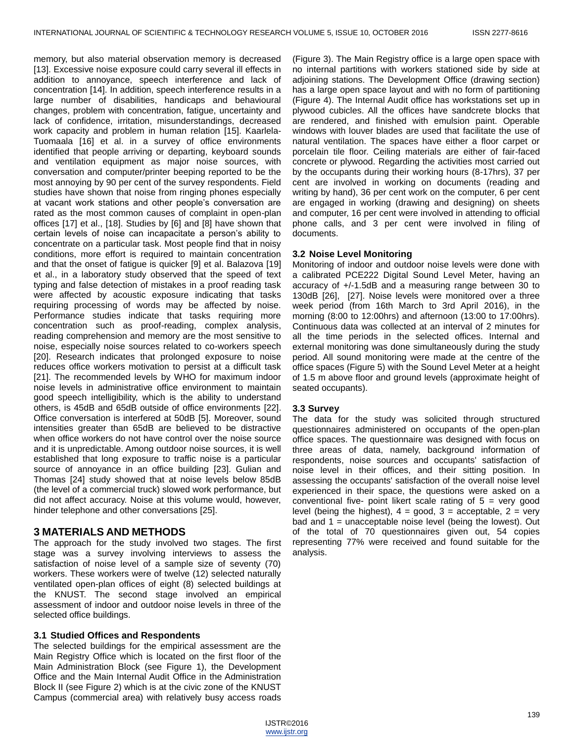memory, but also material observation memory is decreased [13]. Excessive noise exposure could carry several ill effects in addition to annoyance, speech interference and lack of concentration [14]. In addition, speech interference results in a large number of disabilities, handicaps and behavioural changes, problem with concentration, fatigue, uncertainty and lack of confidence, irritation, misunderstandings, decreased work capacity and problem in human relation [15]. Kaarlela-Tuomaala [16] et al. in a survey of office environments identified that people arriving or departing, keyboard sounds and ventilation equipment as major noise sources, with conversation and computer/printer beeping reported to be the most annoying by 90 per cent of the survey respondents. Field studies have shown that noise from ringing phones especially at vacant work stations and other people's conversation are rated as the most common causes of complaint in open-plan offices [17] et al., [18]. Studies by [6] and [8] have shown that certain levels of noise can incapacitate a person's ability to concentrate on a particular task. Most people find that in noisy conditions, more effort is required to maintain concentration and that the onset of fatigue is quicker [9] et al. Balazova [19] et al., in a laboratory study observed that the speed of text typing and false detection of mistakes in a proof reading task were affected by acoustic exposure indicating that tasks requiring processing of words may be affected by noise. Performance studies indicate that tasks requiring more concentration such as proof-reading, complex analysis, reading comprehension and memory are the most sensitive to noise, especially noise sources related to co-workers speech [20]. Research indicates that prolonged exposure to noise reduces office workers motivation to persist at a difficult task [21]. The recommended levels by WHO for maximum indoor noise levels in administrative office environment to maintain good speech intelligibility, which is the ability to understand others, is 45dB and 65dB outside of office environments [22]. Office conversation is interfered at 50dB [5]. Moreover, sound intensities greater than 65dB are believed to be distractive when office workers do not have control over the noise source and it is unpredictable. Among outdoor noise sources, it is well established that long exposure to traffic noise is a particular source of annoyance in an office building [23]. Gulian and Thomas [24] study showed that at noise levels below 85dB (the level of a commercial truck) slowed work performance, but did not affect accuracy. Noise at this volume would, however, hinder telephone and other conversations [25].

## 3 MATERIALS AND METHODS

The approach for the study involved two stages. The first stage was a survey involving interviews to assess the satisfaction of noise level of a sample size of seventy (70) workers. These workers were of twelve (12) selected naturally ventilated open-plan offices of eight (8) selected buildings at the KNUST. The second stage involved an empirical assessment of indoor and outdoor noise levels in three of the selected office buildings.

### 3.1 Studied Offices and Respondents

The selected buildings for the empirical assessment are the Main Registry Office which is located on the first floor of the Main Administration Block (see Figure 1), the Development Office and the Main Internal Audit Office in the Administration Block II (see Figure 2) which is at the civic zone of the KNUST Campus (commercial area) with relatively busy access roads (Figure 3). The Main Registry office is a large open space with no internal partitions with workers stationed side by side at adjoining stations. The Development Office (drawing section) has a large open space layout and with no form of partitioning (Figure 4). The Internal Audit office has workstations set up in plywood cubicles. All the offices have sandcrete blocks that are rendered, and finished with emulsion paint. Operable windows with louver blades are used that facilitate the use of natural ventilation. The spaces have either a floor carpet or porcelain tile floor. Ceiling materials are either of fair-faced concrete or plywood. Regarding the activities most carried out by the occupants during their working hours (8-17hrs), 37 per cent are involved in working on documents (reading and writing by hand), 36 per cent work on the computer, 6 per cent are engaged in working (drawing and designing) on sheets and computer, 16 per cent were involved in attending to official phone calls, and 3 per cent were involved in filing of documents.

### 3.2 Noise Level Monitoring

Monitoring of indoor and outdoor noise levels were done with a calibrated PCE222 Digital Sound Level Meter, having an accuracy of +/-1.5dB and a measuring range between 30 to 130dB [26], [27]. Noise levels were monitored over a three week period (from 16th March to 3rd April 2016), in the morning (8:00 to 12:00hrs) and afternoon (13:00 to 17:00hrs). Continuous data was collected at an interval of 2 minutes for all the time periods in the selected offices. Internal and external monitoring was done simultaneously during the study period. All sound monitoring were made at the centre of the office spaces (Figure 5) with the Sound Level Meter at a height of 1.5 m above floor and ground levels (approximate height of seated occupants).

### 3.3 Survey

The data for the study was solicited through structured questionnaires administered on occupants of the open-plan office spaces. The questionnaire was designed with focus on three areas of data, namely, background information of respondents, noise sources and occupants' satisfaction of noise level in their offices, and their sitting position. In assessing the occupants' satisfaction of the overall noise level experienced in their space, the questions were asked on a conventional five- point likert scale rating of 5 = very good level (being the highest), 4 = good, 3 = acceptable, 2 = very bad and 1 = unacceptable noise level (being the lowest). Out of the total of 70 questionnaires given out, 54 copies representing 77% were received and found suitable for the analysis.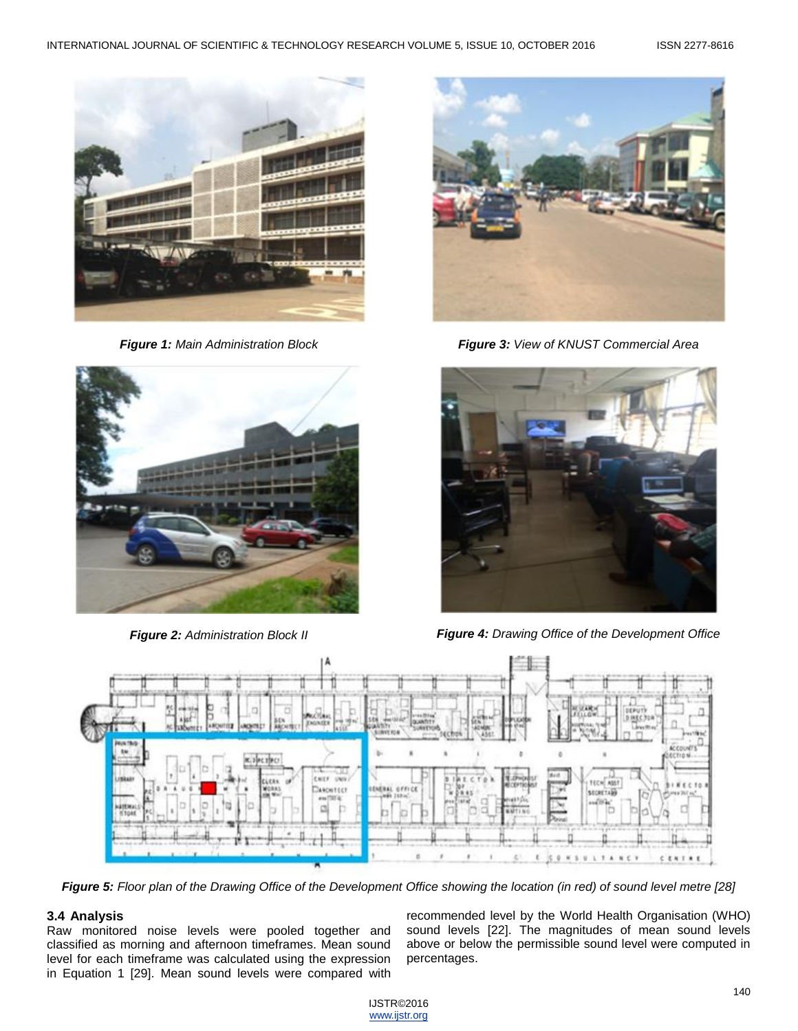*Figure 1:* Main Administration Block

*Figure 3:* View of KNUST Commercial Area

*Figure 2:* Administration Block II

*Figure 4:* Drawing Office of the Development Office

*Figure 5:* Floor plan of the Drawing Office of the Development Office showing the location (in red) of sound level metre [28]

### 3.4 Analysis

Raw monitored noise levels were pooled together and classified as morning and afternoon timeframes. Mean sound level for each timeframe was calculated using the expression in Equation 1 [29]. Mean sound levels were compared with recommended level by the World Health Organisation (WHO) sound levels [22]. The magnitudes of mean sound levels above or below the permissible sound level were computed in percentages.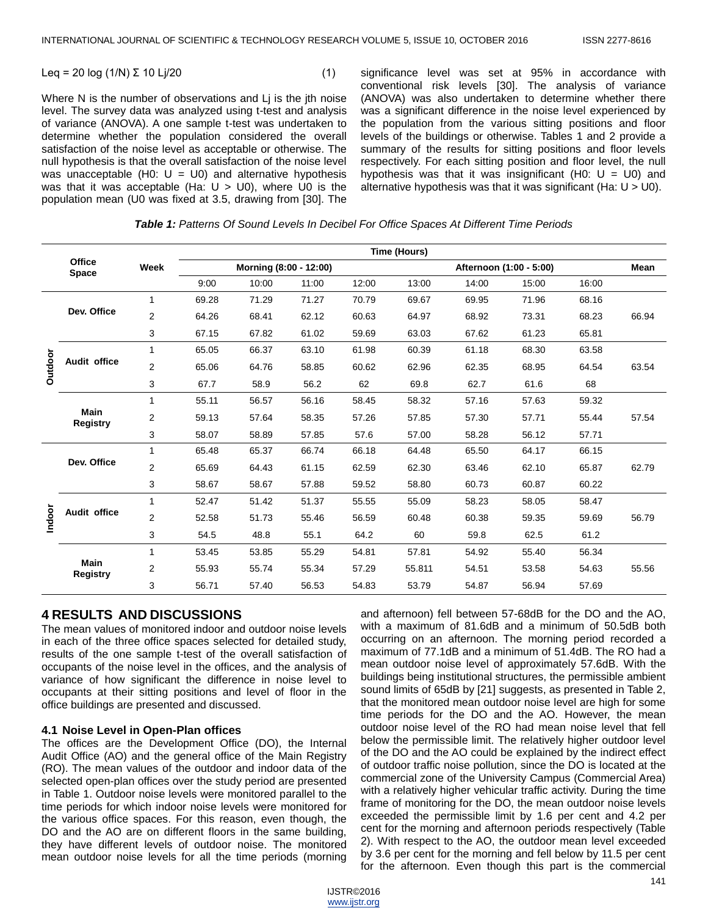$$Leq = 20 \log (1/N) \Sigma 10 Lj/20 \quad (1)$$

Where N is the number of observations and Lj is the jth noise level. The survey data was analyzed using t-test and analysis of variance (ANOVA). A one sample t-test was undertaken to determine whether the population considered the overall satisfaction of the noise level as acceptable or otherwise. The null hypothesis is that the overall satisfaction of the noise level was unacceptable (H0: U = U0) and alternative hypothesis was that it was acceptable (Ha: U > U0), where U0 is the population mean (U0 was fixed at 3.5, drawing from [30]. The significance level was set at 95% in accordance with conventional risk levels [30]. The analysis of variance (ANOVA) was also undertaken to determine whether there was a significant difference in the noise level experienced by the population from the various sitting positions and floor levels of the buildings or otherwise. Tables 1 and 2 provide a summary of the results for sitting positions and floor levels respectively. For each sitting position and floor level, the null hypothesis was that it was insignificant (H0: U = U0) and alternative hypothesis was that it was significant (Ha: U > U0).

***Table 1:*** *Patterns Of Sound Levels In Decibel For Office Spaces At Different Time Periods*

| | Office Space | Week | Time (Hours) | | | | | | | | |
|---|---|---|---|---|---|---|---|---|---|---|---|
| | | | Morning (8:00 - 12:00) | | | | Afternoon (1:00 - 5:00) | | | | Mean |
| | | | 9:00 | 10:00 | 11:00 | 12:00 | 13:00 | 14:00 | 15:00 | 16:00 | |
| Outdoor | Dev. Office | 1 | 69.28 | 71.29 | 71.27 | 70.79 | 69.67 | 69.95 | 71.96 | 68.16 | 66.94 |
| | | 2 | 64.26 | 68.41 | 62.12 | 60.63 | 64.97 | 68.92 | 73.31 | 68.23 | |
| | | 3 | 67.15 | 67.82 | 61.02 | 59.69 | 63.03 | 67.62 | 61.23 | 65.81 | |
| | Audit office | 1 | 65.05 | 66.37 | 63.10 | 61.98 | 60.39 | 61.18 | 68.30 | 63.58 | 63.54 |
| | | 2 | 65.06 | 64.76 | 58.85 | 60.62 | 62.96 | 62.35 | 68.95 | 64.54 | |
| | | 3 | 67.7 | 58.9 | 56.2 | 62 | 69.8 | 62.7 | 61.6 | 68 | |
| | Main Registry | 1 | 55.11 | 56.57 | 56.16 | 58.45 | 58.32 | 57.16 | 57.63 | 59.32 | 57.54 |
| | | 2 | 59.13 | 57.64 | 58.35 | 57.26 | 57.85 | 57.30 | 57.71 | 55.44 | |
| | | 3 | 58.07 | 58.89 | 57.85 | 57.6 | 57.00 | 58.28 | 56.12 | 57.71 | |
| Indoor | Dev. Office | 1 | 65.48 | 65.37 | 66.74 | 66.18 | 64.48 | 65.50 | 64.17 | 66.15 | 62.79 |
| | | 2 | 65.69 | 64.43 | 61.15 | 62.59 | 62.30 | 63.46 | 62.10 | 65.87 | |
| | | 3 | 58.67 | 58.67 | 57.88 | 59.52 | 58.80 | 60.73 | 60.87 | 60.22 | |
| | Audit office | 1 | 52.47 | 51.42 | 51.37 | 55.55 | 55.09 | 58.23 | 58.05 | 58.47 | 56.79 |
| | | 2 | 52.58 | 51.73 | 55.46 | 56.59 | 60.48 | 60.38 | 59.35 | 59.69 | |
| | | 3 | 54.5 | 48.8 | 55.1 | 64.2 | 60 | 59.8 | 62.5 | 61.2 | |
| | Main Registry | 1 | 53.45 | 53.85 | 55.29 | 54.81 | 57.81 | 54.92 | 55.40 | 56.34 | 55.56 |
| | | 2 | 55.93 | 55.74 | 55.34 | 57.29 | 55.811 | 54.51 | 53.58 | 54.63 | |
| | | 3 | 56.71 | 57.40 | 56.53 | 54.83 | 53.79 | 54.87 | 56.94 | 57.69 | |

## 4 RESULTS AND DISCUSSIONS

The mean values of monitored indoor and outdoor noise levels in each of the three office spaces selected for detailed study, results of the one sample t-test of the overall satisfaction of occupants of the noise level in the offices, and the analysis of variance of how significant the difference in noise level to occupants at their sitting positions and level of floor in the office buildings are presented and discussed.

### 4.1 Noise Level in Open-Plan offices

The offices are the Development Office (DO), the Internal Audit Office (AO) and the general office of the Main Registry (RO). The mean values of the outdoor and indoor data of the selected open-plan offices over the study period are presented in Table 1. Outdoor noise levels were monitored parallel to the time periods for which indoor noise levels were monitored for the various office spaces. For this reason, even though, the DO and the AO are on different floors in the same building, they have different levels of outdoor noise. The monitored mean outdoor noise levels for all the time periods (morning and afternoon) fell between 57-68dB for the DO and the AO, with a maximum of 81.6dB and a minimum of 50.5dB both occurring on an afternoon. The morning period recorded a maximum of 77.1dB and a minimum of 51.4dB. The RO had a mean outdoor noise level of approximately 57.6dB. With the buildings being institutional structures, the permissible ambient sound limits of 65dB by [21] suggests, as presented in Table 2, that the monitored mean outdoor noise level are high for some time periods for the DO and the AO. However, the mean outdoor noise level of the RO had mean noise level that fell below the permissible limit. The relatively higher outdoor level of the DO and the AO could be explained by the indirect effect of outdoor traffic noise pollution, since the DO is located at the commercial zone of the University Campus (Commercial Area) with a relatively higher vehicular traffic activity. During the time frame of monitoring for the DO, the mean outdoor noise levels exceeded the permissible limit by 1.6 per cent and 4.2 per cent for the morning and afternoon periods respectively (Table 2). With respect to the AO, the outdoor mean level exceeded by 3.6 per cent for the morning and fell below by 11.5 per cent for the afternoon. Even though this part is the commercial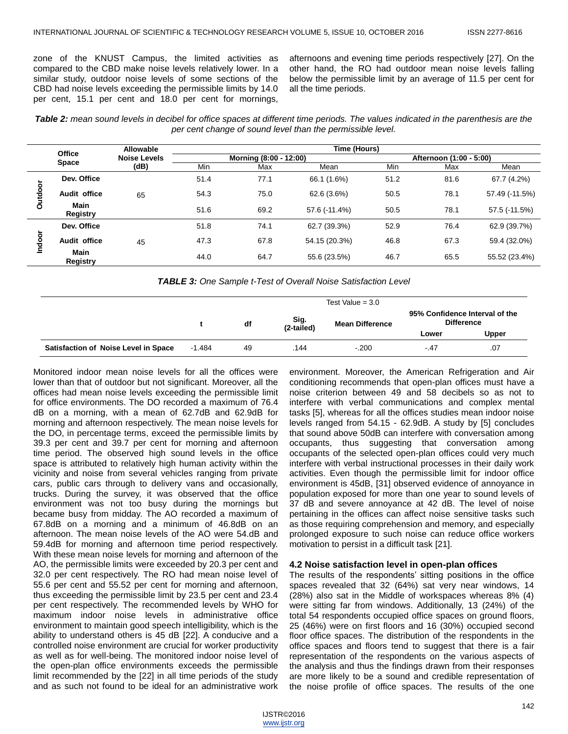zone of the KNUST Campus, the limited activities as compared to the CBD make noise levels relatively lower. In a similar study, outdoor noise levels of some sections of the CBD had noise levels exceeding the permissible limits by 14.0 per cent, 15.1 per cent and 18.0 per cent for mornings, afternoons and evening time periods respectively [27]. On the other hand, the RO had outdoor mean noise levels falling below the permissible limit by an average of 11.5 per cent for all the time periods.

***Table 2:*** *mean sound levels in decibel for office spaces at different time periods. The values indicated in the parenthesis are the per cent change of sound level than the permissible level.*

| | Office Space | Allowable Noise Levels (dB) | Time (Hours) | | | | | |
|---|---|---|---|---|---|---|---|---|
| | | | Morning (8:00 - 12:00) | | | Afternoon (1:00 - 5:00) | | |
| | | | Min | Max | Mean | Min | Max | Mean |
| Outdoor | Dev. Office | 65 | 51.4 | 77.1 | 66.1 (1.6%) | 51.2 | 81.6 | 67.7 (4.2%) |
| | Audit office | | 54.3 | 75.0 | 62.6 (3.6%) | 50.5 | 78.1 | 57.49 (-11.5%) |
| | Main Registry | | 51.6 | 69.2 | 57.6 (-11.4%) | 50.5 | 78.1 | 57.5 (-11.5%) |
| Indoor | Dev. Office | 45 | 51.8 | 74.1 | 62.7 (39.3%) | 52.9 | 76.4 | 62.9 (39.7%) |
| | Audit office | | 47.3 | 67.8 | 54.15 (20.3%) | 46.8 | 67.3 | 59.4 (32.0%) |
| | Main Registry | | 44.0 | 64.7 | 55.6 (23.5%) | 46.7 | 65.5 | 55.52 (23.4%) |

***TABLE 3:*** *One Sample t-Test of Overall Noise Satisfaction Level*

| | Test Value = 3.0 | | | | | |
|---|---|---|---|---|---|---|
| | t | df | Sig. (2-tailed) | Mean Difference | 95% Confidence Interval of the Difference | |
| | | | | | Lower | Upper |
| **Satisfaction of Noise Level in Space** | -1.484 | 49 | .144 | -.200 | -.47 | .07 |

Monitored indoor mean noise levels for all the offices were lower than that of outdoor but not significant. Moreover, all the offices had mean noise levels exceeding the permissible limit for office environments. The DO recorded a maximum of 76.4 dB on a morning, with a mean of 62.7dB and 62.9dB for morning and afternoon respectively. The mean noise levels for the DO, in percentage terms, exceed the permissible limits by 39.3 per cent and 39.7 per cent for morning and afternoon time period. The observed high sound levels in the office space is attributed to relatively high human activity within the vicinity and noise from several vehicles ranging from private cars, public cars through to delivery vans and occasionally, trucks. During the survey, it was observed that the office environment was not too busy during the mornings but became busy from midday. The AO recorded a maximum of 67.8dB on a morning and a minimum of 46.8dB on an afternoon. The mean noise levels of the AO were 54.dB and 59.4dB for morning and afternoon time period respectively. With these mean noise levels for morning and afternoon of the AO, the permissible limits were exceeded by 20.3 per cent and 32.0 per cent respectively. The RO had mean noise level of 55.6 per cent and 55.52 per cent for morning and afternoon, thus exceeding the permissible limit by 23.5 per cent and 23.4 per cent respectively. The recommended levels by WHO for maximum indoor noise levels in administrative office environment to maintain good speech intelligibility, which is the ability to understand others is 45 dB [22]. A conducive and a controlled noise environment are crucial for worker productivity as well as for well-being. The monitored indoor noise level of the open-plan office environments exceeds the permissible limit recommended by the [22] in all time periods of the study and as such not found to be ideal for an administrative work environment. Moreover, the American Refrigeration and Air conditioning recommends that open-plan offices must have a noise criterion between 49 and 58 decibels so as not to interfere with verbal communications and complex mental tasks [5], whereas for all the offices studies mean indoor noise levels ranged from 54.15 - 62.9dB. A study by [5] concludes that sound above 50dB can interfere with conversation among occupants, thus suggesting that conversation among occupants of the selected open-plan offices could very much interfere with verbal instructional processes in their daily work activities. Even though the permissible limit for indoor office environment is 45dB, [31] observed evidence of annoyance in population exposed for more than one year to sound levels of 37 dB and severe annoyance at 42 dB. The level of noise pertaining in the offices can affect noise sensitive tasks such as those requiring comprehension and memory, and especially prolonged exposure to such noise can reduce office workers motivation to persist in a difficult task [21].

### 4.2 Noise satisfaction level in open-plan offices

The results of the respondents' sitting positions in the office spaces revealed that 32 (64%) sat very near windows, 14 (28%) also sat in the Middle of workspaces whereas 8% (4) were sitting far from windows. Additionally, 13 (24%) of the total 54 respondents occupied office spaces on ground floors, 25 (46%) were on first floors and 16 (30%) occupied second floor office spaces. The distribution of the respondents in the office spaces and floors tend to suggest that there is a fair representation of the respondents on the various aspects of the analysis and thus the findings drawn from their responses are more likely to be a sound and credible representation of the noise profile of office spaces. The results of the one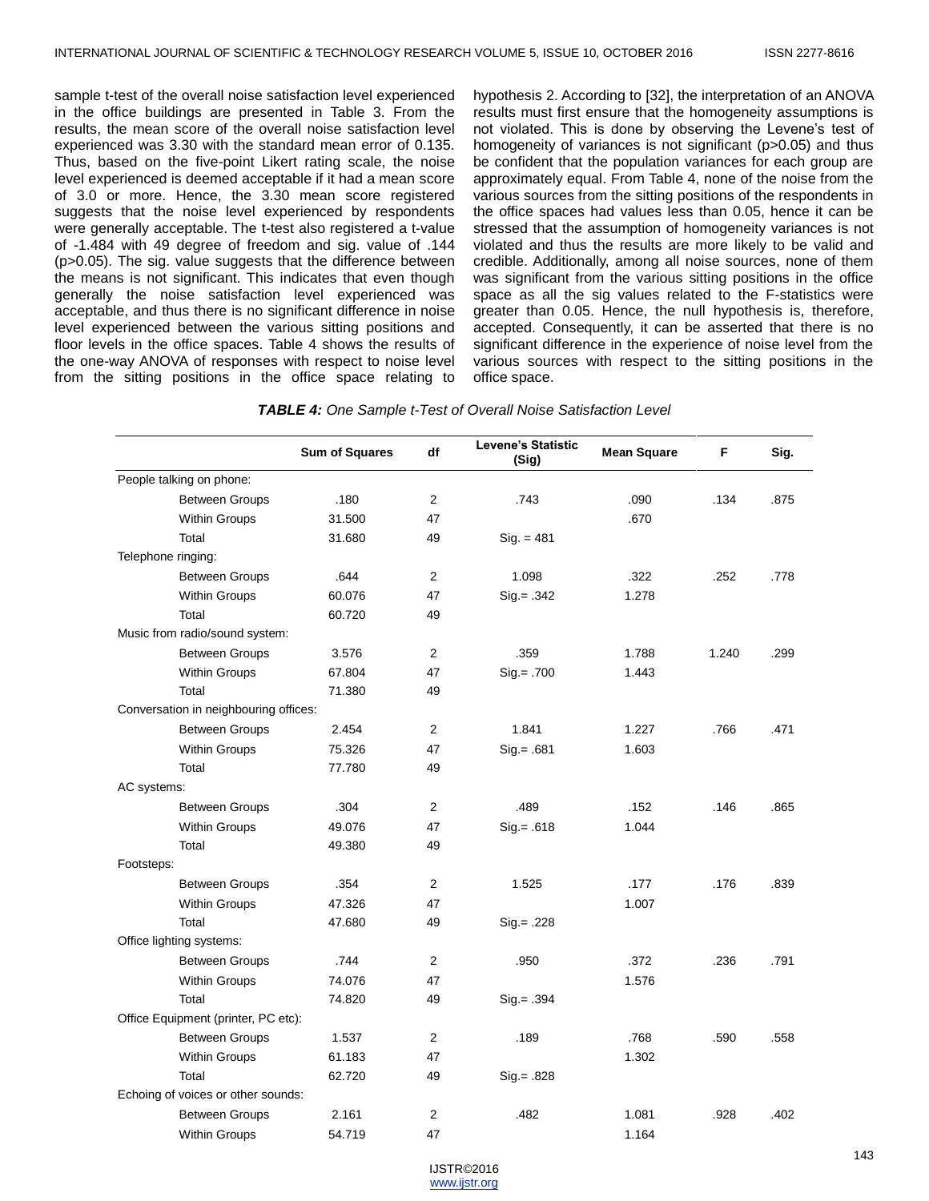sample t-test of the overall noise satisfaction level experienced in the office buildings are presented in Table 3. From the results, the mean score of the overall noise satisfaction level experienced was 3.30 with the standard mean error of 0.135. Thus, based on the five-point Likert rating scale, the noise level experienced is deemed acceptable if it had a mean score of 3.0 or more. Hence, the 3.30 mean score registered suggests that the noise level experienced by respondents were generally acceptable. The t-test also registered a t-value of -1.484 with 49 degree of freedom and sig. value of .144 (p>0.05). The sig. value suggests that the difference between the means is not significant. This indicates that even though generally the noise satisfaction level experienced was acceptable, and thus there is no significant difference in noise level experienced between the various sitting positions and floor levels in the office spaces. Table 4 shows the results of the one-way ANOVA of responses with respect to noise level from the sitting positions in the office space relating to hypothesis 2. According to [32], the interpretation of an ANOVA results must first ensure that the homogeneity assumptions is not violated. This is done by observing the Levene's test of homogeneity of variances is not significant (p>0.05) and thus be confident that the population variances for each group are approximately equal. From Table 4, none of the noise from the various sources from the sitting positions of the respondents in the office spaces had values less than 0.05, hence it can be stressed that the assumption of homogeneity variances is not violated and thus the results are more likely to be valid and credible. Additionally, among all noise sources, none of them was significant from the various sitting positions in the office space as all the sig values related to the F-statistics were greater than 0.05. Hence, the null hypothesis is, therefore, accepted. Consequently, it can be asserted that there is no significant difference in the experience of noise level from the various sources with respect to the sitting positions in the office space.

***TABLE 4:*** *One Sample t-Test of Overall Noise Satisfaction Level*

| | Sum of Squares | df | Levene's Statistic (Sig) | Mean Square | F | Sig. |
|---|---|---|---|---|---|---|
| People talking on phone: | | | | | | |
| Between Groups | .180 | 2 | .743 | .090 | .134 | .875 |
| Within Groups | 31.500 | 47 | | .670 | | |
| Total | 31.680 | 49 | Sig. = 481 | | | |
| Telephone ringing: | | | | | | |
| Between Groups | .644 | 2 | 1.098 | .322 | .252 | .778 |
| Within Groups | 60.076 | 47 | Sig.= .342 | 1.278 | | |
| Total | 60.720 | 49 | | | | |
| Music from radio/sound system: | | | | | | |
| Between Groups | 3.576 | 2 | .359 | 1.788 | 1.240 | .299 |
| Within Groups | 67.804 | 47 | Sig.= .700 | 1.443 | | |
| Total | 71.380 | 49 | | | | |
| Conversation in neighbouring offices: | | | | | | |
| Between Groups | 2.454 | 2 | 1.841 | 1.227 | .766 | .471 |
| Within Groups | 75.326 | 47 | Sig.= .681 | 1.603 | | |
| Total | 77.780 | 49 | | | | |
| AC systems: | | | | | | |
| Between Groups | .304 | 2 | .489 | .152 | .146 | .865 |
| Within Groups | 49.076 | 47 | Sig.= .618 | 1.044 | | |
| Total | 49.380 | 49 | | | | |
| Footsteps: | | | | | | |
| Between Groups | .354 | 2 | 1.525 | .177 | .176 | .839 |
| Within Groups | 47.326 | 47 | | 1.007 | | |
| Total | 47.680 | 49 | Sig.= .228 | | | |
| Office lighting systems: | | | | | | |
| Between Groups | .744 | 2 | .950 | .372 | .236 | .791 |
| Within Groups | 74.076 | 47 | | 1.576 | | |
| Total | 74.820 | 49 | Sig.= .394 | | | |
| Office Equipment (printer, PC etc): | | | | | | |
| Between Groups | 1.537 | 2 | .189 | .768 | .590 | .558 |
| Within Groups | 61.183 | 47 | | 1.302 | | |
| Total | 62.720 | 49 | Sig.= .828 | | | |
| Echoing of voices or other sounds: | | | | | | |
| Between Groups | 2.161 | 2 | .482 | 1.081 | .928 | .402 |
| Within Groups | 54.719 | 47 | | 1.164 | | |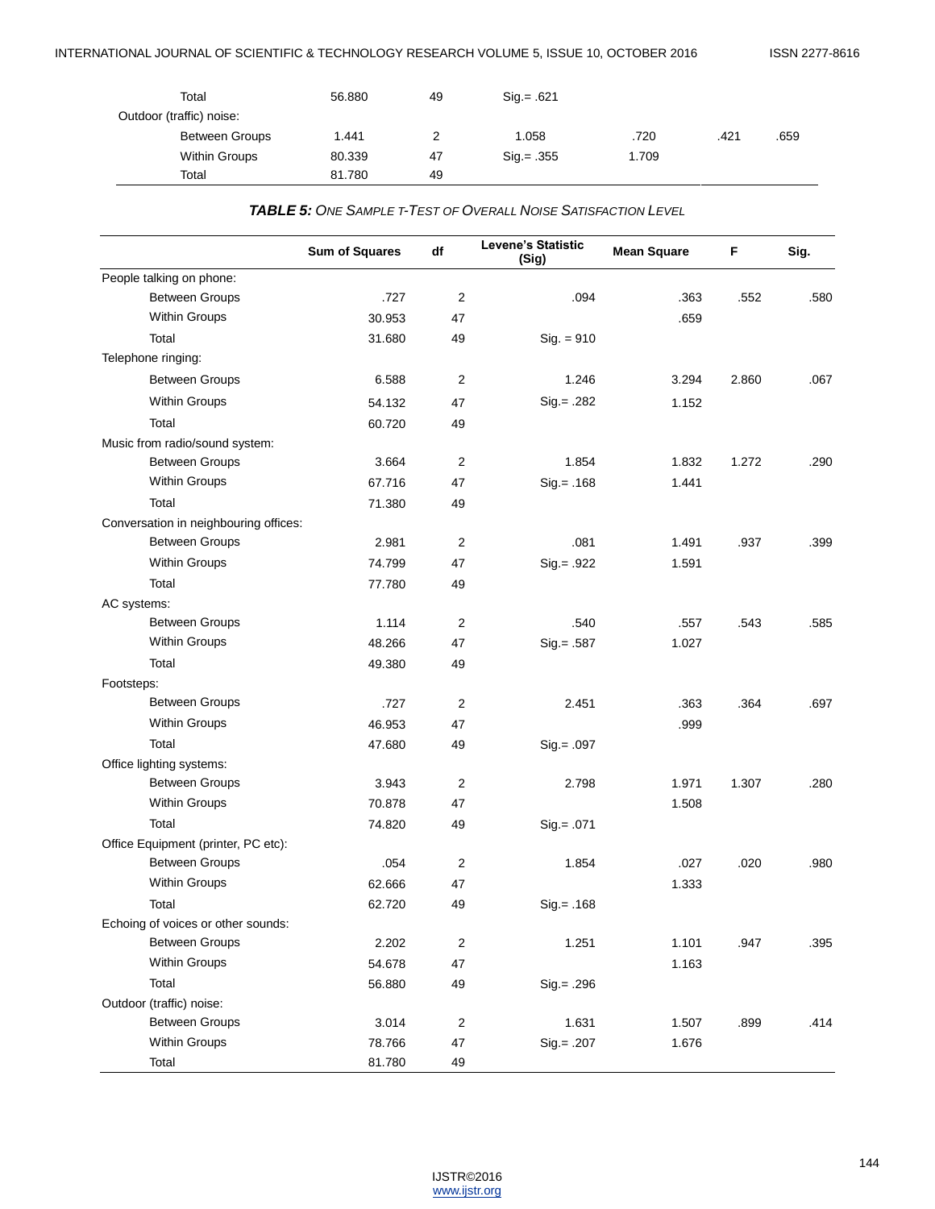| | | | | | | |
|---|---|---|---|---|---|---|
| Total | 56.880 | 49 | Sig.= .621 | | | |
| Outdoor (traffic) noise: | | | | | | |
| Between Groups | 1.441 | 2 | 1.058 | .720 | .421 | .659 |
| Within Groups | 80.339 | 47 | Sig.= .355 | 1.709 | | |
| Total | 81.780 | 49 | | | | |

***TABLE 5:*** *ONE SAMPLE T-TEST OF OVERALL NOISE SATISFACTION LEVEL*

| | Sum of Squares | df | Levene's Statistic (Sig) | Mean Square | F | Sig. |
|---|---|---|---|---|---|---|
| People talking on phone: | | | | | | |
| Between Groups | .727 | 2 | .094 | .363 | .552 | .580 |
| Within Groups | 30.953 | 47 | | .659 | | |
| Total | 31.680 | 49 | Sig. = 910 | | | |
| Telephone ringing: | | | | | | |
| Between Groups | 6.588 | 2 | 1.246 | 3.294 | 2.860 | .067 |
| Within Groups | 54.132 | 47 | Sig.= .282 | 1.152 | | |
| Total | 60.720 | 49 | | | | |
| Music from radio/sound system: | | | | | | |
| Between Groups | 3.664 | 2 | 1.854 | 1.832 | 1.272 | .290 |
| Within Groups | 67.716 | 47 | Sig.= .168 | 1.441 | | |
| Total | 71.380 | 49 | | | | |
| Conversation in neighbouring offices: | | | | | | |
| Between Groups | 2.981 | 2 | .081 | 1.491 | .937 | .399 |
| Within Groups | 74.799 | 47 | Sig.= .922 | 1.591 | | |
| Total | 77.780 | 49 | | | | |
| AC systems: | | | | | | |
| Between Groups | 1.114 | 2 | .540 | .557 | .543 | .585 |
| Within Groups | 48.266 | 47 | Sig.= .587 | 1.027 | | |
| Total | 49.380 | 49 | | | | |
| Footsteps: | | | | | | |
| Between Groups | .727 | 2 | 2.451 | .363 | .364 | .697 |
| Within Groups | 46.953 | 47 | | .999 | | |
| Total | 47.680 | 49 | Sig.= .097 | | | |
| Office lighting systems: | | | | | | |
| Between Groups | 3.943 | 2 | 2.798 | 1.971 | 1.307 | .280 |
| Within Groups | 70.878 | 47 | | 1.508 | | |
| Total | 74.820 | 49 | Sig.= .071 | | | |
| Office Equipment (printer, PC etc): | | | | | | |
| Between Groups | .054 | 2 | 1.854 | .027 | .020 | .980 |
| Within Groups | 62.666 | 47 | | 1.333 | | |
| Total | 62.720 | 49 | Sig.= .168 | | | |
| Echoing of voices or other sounds: | | | | | | |
| Between Groups | 2.202 | 2 | 1.251 | 1.101 | .947 | .395 |
| Within Groups | 54.678 | 47 | | 1.163 | | |
| Total | 56.880 | 49 | Sig.= .296 | | | |
| Outdoor (traffic) noise: | | | | | | |
| Between Groups | 3.014 | 2 | 1.631 | 1.507 | .899 | .414 |
| Within Groups | 78.766 | 47 | Sig.= .207 | 1.676 | | |
| Total | 81.780 | 49 | | | | |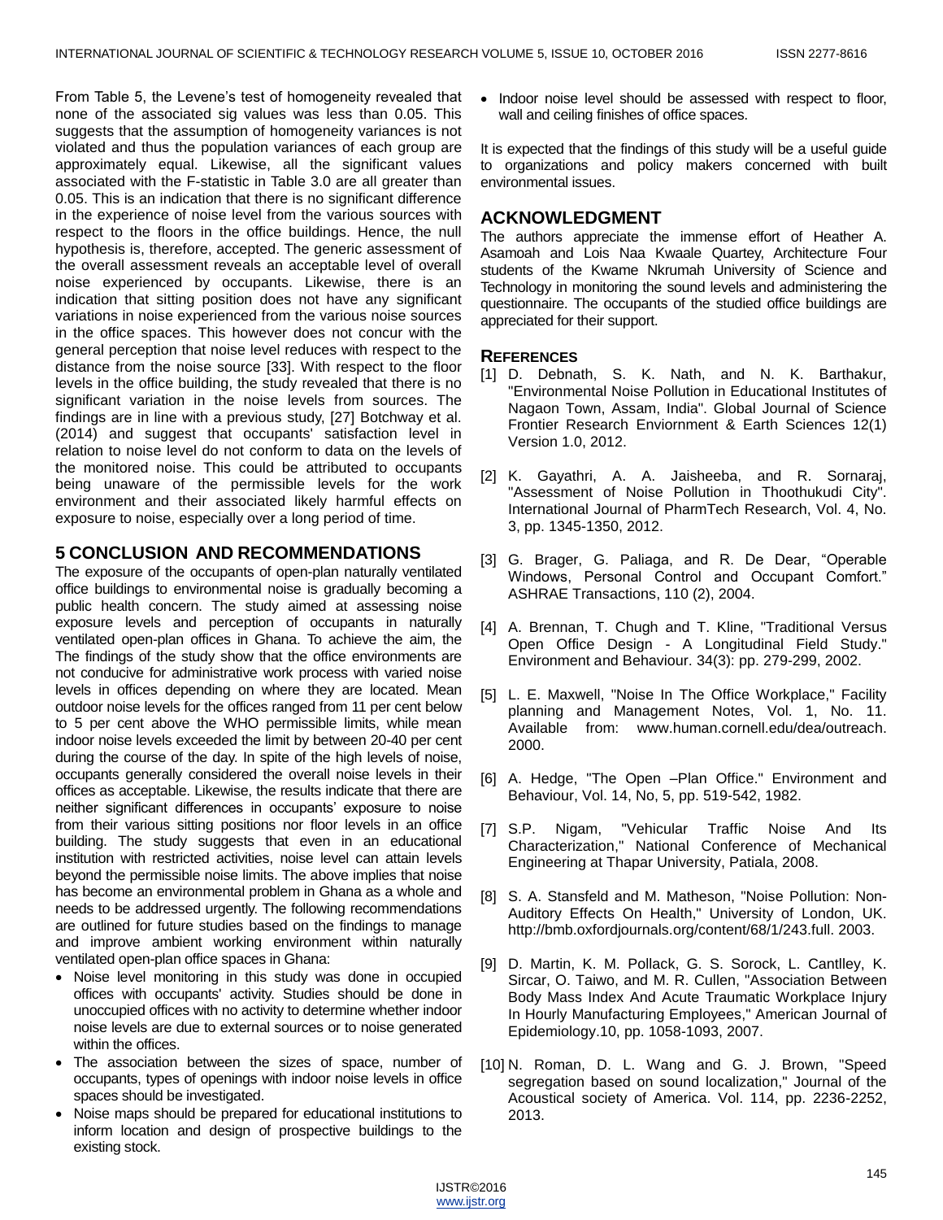From Table 5, the Levene's test of homogeneity revealed that none of the associated sig values was less than 0.05. This suggests that the assumption of homogeneity variances is not violated and thus the population variances of each group are approximately equal. Likewise, all the significant values associated with the F-statistic in Table 3.0 are all greater than 0.05. This is an indication that there is no significant difference in the experience of noise level from the various sources with respect to the floors in the office buildings. Hence, the null hypothesis is, therefore, accepted. The generic assessment of the overall assessment reveals an acceptable level of overall noise experienced by occupants. Likewise, there is an indication that sitting position does not have any significant variations in noise experienced from the various noise sources in the office spaces. This however does not concur with the general perception that noise level reduces with respect to the distance from the noise source [33]. With respect to the floor levels in the office building, the study revealed that there is no significant variation in the noise levels from sources. The findings are in line with a previous study, [27] Botchway et al. (2014) and suggest that occupants' satisfaction level in relation to noise level do not conform to data on the levels of the monitored noise. This could be attributed to occupants being unaware of the permissible levels for the work environment and their associated likely harmful effects on exposure to noise, especially over a long period of time.

## 5 CONCLUSION AND RECOMMENDATIONS

The exposure of the occupants of open-plan naturally ventilated office buildings to environmental noise is gradually becoming a public health concern. The study aimed at assessing noise exposure levels and perception of occupants in naturally ventilated open-plan offices in Ghana. To achieve the aim, the The findings of the study show that the office environments are not conducive for administrative work process with varied noise levels in offices depending on where they are located. Mean outdoor noise levels for the offices ranged from 11 per cent below to 5 per cent above the WHO permissible limits, while mean indoor noise levels exceeded the limit by between 20-40 per cent during the course of the day. In spite of the high levels of noise, occupants generally considered the overall noise levels in their offices as acceptable. Likewise, the results indicate that there are neither significant differences in occupants' exposure to noise from their various sitting positions nor floor levels in an office building. The study suggests that even in an educational institution with restricted activities, noise level can attain levels beyond the permissible noise limits. The above implies that noise has become an environmental problem in Ghana as a whole and needs to be addressed urgently. The following recommendations are outlined for future studies based on the findings to manage and improve ambient working environment within naturally ventilated open-plan office spaces in Ghana:

- Noise level monitoring in this study was done in occupied offices with occupants' activity. Studies should be done in unoccupied offices with no activity to determine whether indoor noise levels are due to external sources or to noise generated within the offices.
- The association between the sizes of space, number of occupants, types of openings with indoor noise levels in office spaces should be investigated.
- Noise maps should be prepared for educational institutions to inform location and design of prospective buildings to the existing stock.
- Indoor noise level should be assessed with respect to floor, wall and ceiling finishes of office spaces.

It is expected that the findings of this study will be a useful guide to organizations and policy makers concerned with built environmental issues.

## ACKNOWLEDGMENT

The authors appreciate the immense effort of Heather A. Asamoah and Lois Naa Kwaale Quartey, Architecture Four students of the Kwame Nkrumah University of Science and Technology in monitoring the sound levels and administering the questionnaire. The occupants of the studied office buildings are appreciated for their support.

## REFERENCES

[1] D. Debnath, S. K. Nath, and N. K. Barthakur, "Environmental Noise Pollution in Educational Institutes of Nagaon Town, Assam, India". Global Journal of Science Frontier Research Enviornment & Earth Sciences 12(1) Version 1.0, 2012.

[2] K. Gayathri, A. A. Jaisheeba, and R. Sornaraj, "Assessment of Noise Pollution in Thoothukudi City". International Journal of PharmTech Research, Vol. 4, No. 3, pp. 1345-1350, 2012.

[3] G. Brager, G. Paliaga, and R. De Dear, "Operable Windows, Personal Control and Occupant Comfort." ASHRAE Transactions, 110 (2), 2004.

[4] A. Brennan, T. Chugh and T. Kline, "Traditional Versus Open Office Design - A Longitudinal Field Study." Environment and Behaviour. 34(3): pp. 279-299, 2002.

[5] L. E. Maxwell, "Noise In The Office Workplace," Facility planning and Management Notes, Vol. 1, No. 11. Available from: www.human.cornell.edu/dea/outreach. 2000.

[6] A. Hedge, "The Open –Plan Office." Environment and Behaviour, Vol. 14, No, 5, pp. 519-542, 1982.

[7] S.P. Nigam, "Vehicular Traffic Noise And Its Characterization," National Conference of Mechanical Engineering at Thapar University, Patiala, 2008.

[8] S. A. Stansfeld and M. Matheson, "Noise Pollution: Non-Auditory Effects On Health," University of London, UK. http://bmb.oxfordjournals.org/content/68/1/243.full. 2003.

[9] D. Martin, K. M. Pollack, G. S. Sorock, L. Cantlley, K. Sircar, O. Taiwo, and M. R. Cullen, "Association Between Body Mass Index And Acute Traumatic Workplace Injury In Hourly Manufacturing Employees," American Journal of Epidemiology.10, pp. 1058-1093, 2007.

[10] N. Roman, D. L. Wang and G. J. Brown, "Speed segregation based on sound localization," Journal of the Acoustical society of America. Vol. 114, pp. 2236-2252, 2013.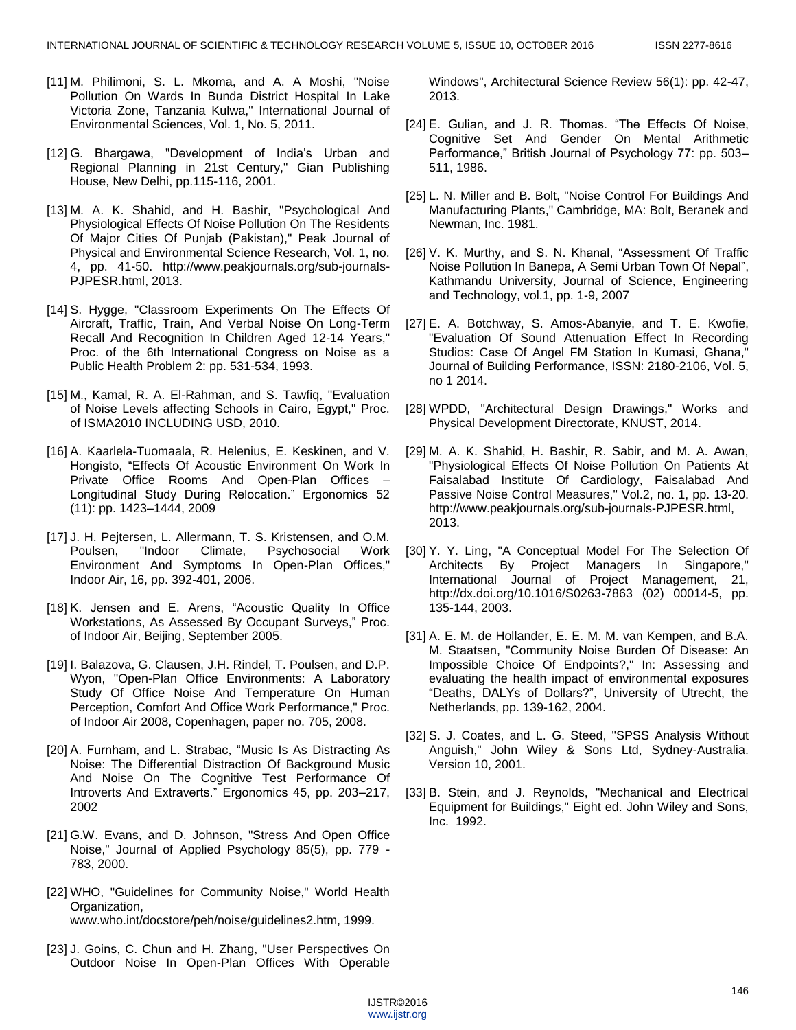[11] M. Philimoni, S. L. Mkoma, and A. A Moshi, "Noise Pollution On Wards In Bunda District Hospital In Lake Victoria Zone, Tanzania Kulwa," International Journal of Environmental Sciences, Vol. 1, No. 5, 2011.

[12] G. Bhargawa, "Development of India's Urban and Regional Planning in 21st Century," Gian Publishing House, New Delhi, pp.115-116, 2001.

[13] M. A. K. Shahid, and H. Bashir, "Psychological And Physiological Effects Of Noise Pollution On The Residents Of Major Cities Of Punjab (Pakistan)," Peak Journal of Physical and Environmental Science Research, Vol. 1, no. 4, pp. 41-50. http://www.peakjournals.org/sub-journals-PJPESR.html, 2013.

[14] S. Hygge, "Classroom Experiments On The Effects Of Aircraft, Traffic, Train, And Verbal Noise On Long-Term Recall And Recognition In Children Aged 12-14 Years," Proc. of the 6th International Congress on Noise as a Public Health Problem 2: pp. 531-534, 1993.

[15] M., Kamal, R. A. El-Rahman, and S. Tawfiq, "Evaluation of Noise Levels affecting Schools in Cairo, Egypt," Proc. of ISMA2010 INCLUDING USD, 2010.

[16] A. Kaarlela-Tuomaala, R. Helenius, E. Keskinen, and V. Hongisto, "Effects Of Acoustic Environment On Work In Private Office Rooms And Open-Plan Offices – Longitudinal Study During Relocation." Ergonomics 52 (11): pp. 1423–1444, 2009

[17] J. H. Pejtersen, L. Allermann, T. S. Kristensen, and O.M. Poulsen, "Indoor Climate, Psychosocial Work Environment And Symptoms In Open-Plan Offices," Indoor Air, 16, pp. 392-401, 2006.

[18] K. Jensen and E. Arens, "Acoustic Quality In Office Workstations, As Assessed By Occupant Surveys," Proc. of Indoor Air, Beijing, September 2005.

[19] I. Balazova, G. Clausen, J.H. Rindel, T. Poulsen, and D.P. Wyon, "Open-Plan Office Environments: A Laboratory Study Of Office Noise And Temperature On Human Perception, Comfort And Office Work Performance," Proc. of Indoor Air 2008, Copenhagen, paper no. 705, 2008.

[20] A. Furnham, and L. Strabac, "Music Is As Distracting As Noise: The Differential Distraction Of Background Music And Noise On The Cognitive Test Performance Of Introverts And Extraverts." Ergonomics 45, pp. 203–217, 2002

[21] G.W. Evans, and D. Johnson, "Stress And Open Office Noise," Journal of Applied Psychology 85(5), pp. 779 - 783, 2000.

[22] WHO, "Guidelines for Community Noise," World Health Organization, www.who.int/docstore/peh/noise/guidelines2.htm, 1999.

[23] J. Goins, C. Chun and H. Zhang, "User Perspectives On Outdoor Noise In Open-Plan Offices With Operable Windows", Architectural Science Review 56(1): pp. 42-47, 2013.

[24] E. Gulian, and J. R. Thomas. "The Effects Of Noise, Cognitive Set And Gender On Mental Arithmetic Performance," British Journal of Psychology 77: pp. 503–511, 1986.

[25] L. N. Miller and B. Bolt, "Noise Control For Buildings And Manufacturing Plants," Cambridge, MA: Bolt, Beranek and Newman, Inc. 1981.

[26] V. K. Murthy, and S. N. Khanal, "Assessment Of Traffic Noise Pollution In Banepa, A Semi Urban Town Of Nepal", Kathmandu University, Journal of Science, Engineering and Technology, vol.1, pp. 1-9, 2007

[27] E. A. Botchway, S. Amos-Abanyie, and T. E. Kwofie, "Evaluation Of Sound Attenuation Effect In Recording Studios: Case Of Angel FM Station In Kumasi, Ghana," Journal of Building Performance, ISSN: 2180-2106, Vol. 5, no 1 2014.

[28] WPDD, "Architectural Design Drawings," Works and Physical Development Directorate, KNUST, 2014.

[29] M. A. K. Shahid, H. Bashir, R. Sabir, and M. A. Awan, "Physiological Effects Of Noise Pollution On Patients At Faisalabad Institute Of Cardiology, Faisalabad And Passive Noise Control Measures," Vol.2, no. 1, pp. 13-20. http://www.peakjournals.org/sub-journals-PJPESR.html, 2013.

[30] Y. Y. Ling, "A Conceptual Model For The Selection Of Architects By Project Managers In Singapore," International Journal of Project Management, 21, http://dx.doi.org/10.1016/S0263-7863 (02) 00014-5, pp. 135-144, 2003.

[31] A. E. M. de Hollander, E. E. M. M. van Kempen, and B.A. M. Staatsen, "Community Noise Burden Of Disease: An Impossible Choice Of Endpoints?," In: Assessing and evaluating the health impact of environmental exposures "Deaths, DALYs of Dollars?", University of Utrecht, the Netherlands, pp. 139-162, 2004.

[32] S. J. Coates, and L. G. Steed, "SPSS Analysis Without Anguish," John Wiley & Sons Ltd, Sydney-Australia. Version 10, 2001.

[33] B. Stein, and J. Reynolds, "Mechanical and Electrical Equipment for Buildings," Eight ed. John Wiley and Sons, Inc. 1992.